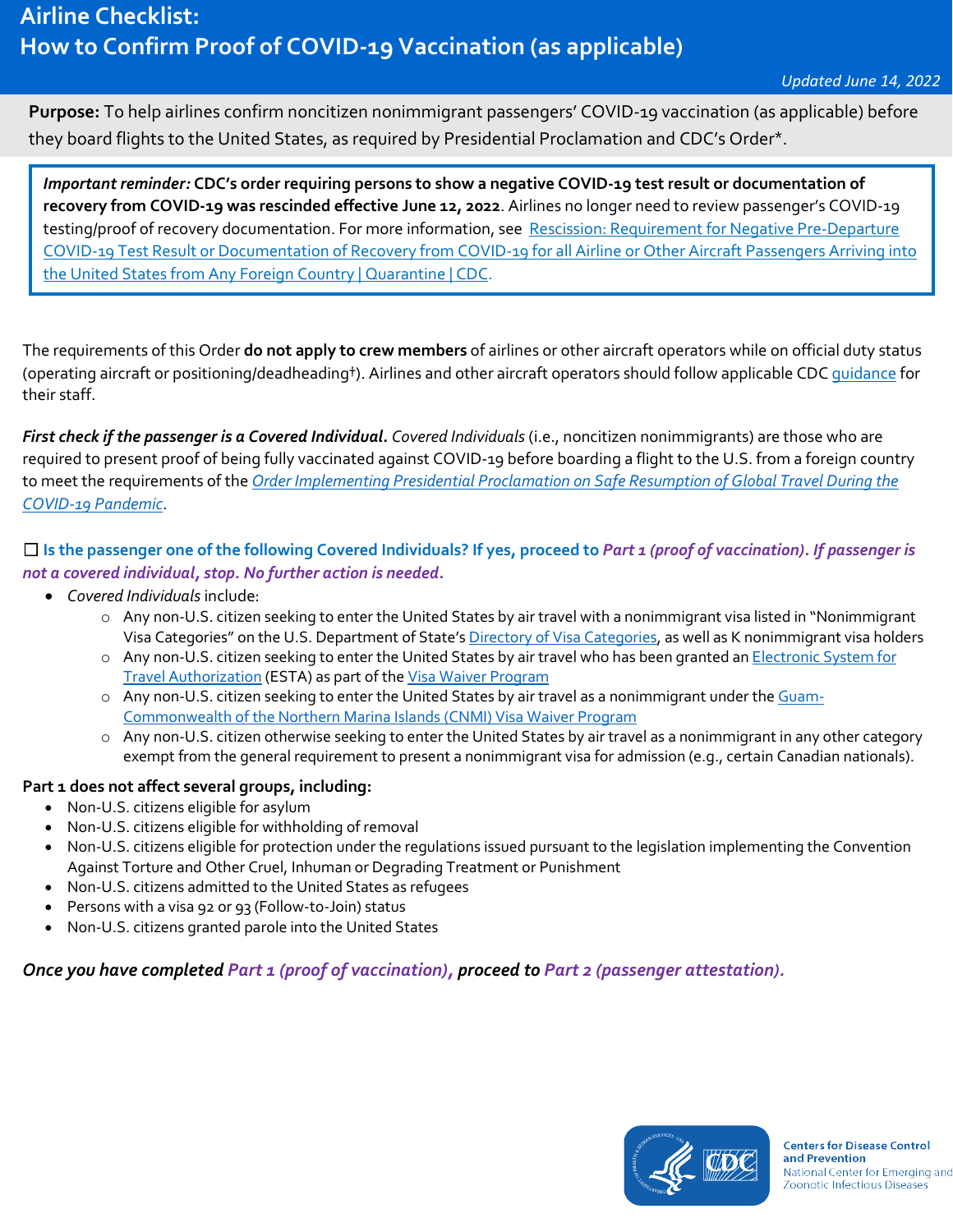# Airline Checklist: How to Confirm Proof of COVID-19 Vaccination (as applicable)

*Updated June 14, 2022*

**Purpose:** To help airlines confirm noncitizen nonimmigrant passengers' COVID-19 vaccination (as applicable) before they board flights to the United States, as required by Presidential Proclamation and CDC's Order*.

> ***Important reminder:*** **CDC's order requiring persons to show a negative COVID-19 test result or documentation of recovery from COVID-19 was rescinded effective June 12, 2022**. Airlines no longer need to review passenger's COVID-19 testing/proof of recovery documentation. For more information, see Rescission: Requirement for Negative Pre-Departure COVID-19 Test Result or Documentation of Recovery from COVID-19 for all Airline or Other Aircraft Passengers Arriving into the United States from Any Foreign Country | Quarantine | CDC.

The requirements of this Order **do not apply to crew members** of airlines or other aircraft operators while on official duty status (operating aircraft or positioning/deadheading†). Airlines and other aircraft operators should follow applicable CDC guidance for their staff.

***First check if the passenger is a Covered Individual.*** *Covered Individuals* (i.e., noncitizen nonimmigrants) are those who are required to present proof of being fully vaccinated against COVID-19 before boarding a flight to the U.S. from a foreign country to meet the requirements of the *Order Implementing Presidential Proclamation on Safe Resumption of Global Travel During the COVID-19 Pandemic*.

☐ **Is the passenger one of the following Covered Individuals? If yes, proceed to *Part 1 (proof of vaccination). If passenger is not a covered individual, stop. No further action is needed.***

- *Covered Individuals* include:
  - Any non-U.S. citizen seeking to enter the United States by air travel with a nonimmigrant visa listed in "Nonimmigrant Visa Categories" on the U.S. Department of State's Directory of Visa Categories, as well as K nonimmigrant visa holders
  - Any non-U.S. citizen seeking to enter the United States by air travel who has been granted an Electronic System for Travel Authorization (ESTA) as part of the Visa Waiver Program
  - Any non-U.S. citizen seeking to enter the United States by air travel as a nonimmigrant under the Guam-Commonwealth of the Northern Marina Islands (CNMI) Visa Waiver Program
  - Any non-U.S. citizen otherwise seeking to enter the United States by air travel as a nonimmigrant in any other category exempt from the general requirement to present a nonimmigrant visa for admission (e.g., certain Canadian nationals).

**Part 1 does not affect several groups, including:**

- Non-U.S. citizens eligible for asylum
- Non-U.S. citizens eligible for withholding of removal
- Non-U.S. citizens eligible for protection under the regulations issued pursuant to the legislation implementing the Convention Against Torture and Other Cruel, Inhuman or Degrading Treatment or Punishment
- Non-U.S. citizens admitted to the United States as refugees
- Persons with a visa 92 or 93 (Follow-to-Join) status
- Non-U.S. citizens granted parole into the United States

***Once you have completed Part 1 (proof of vaccination), proceed to Part 2 (passenger attestation).***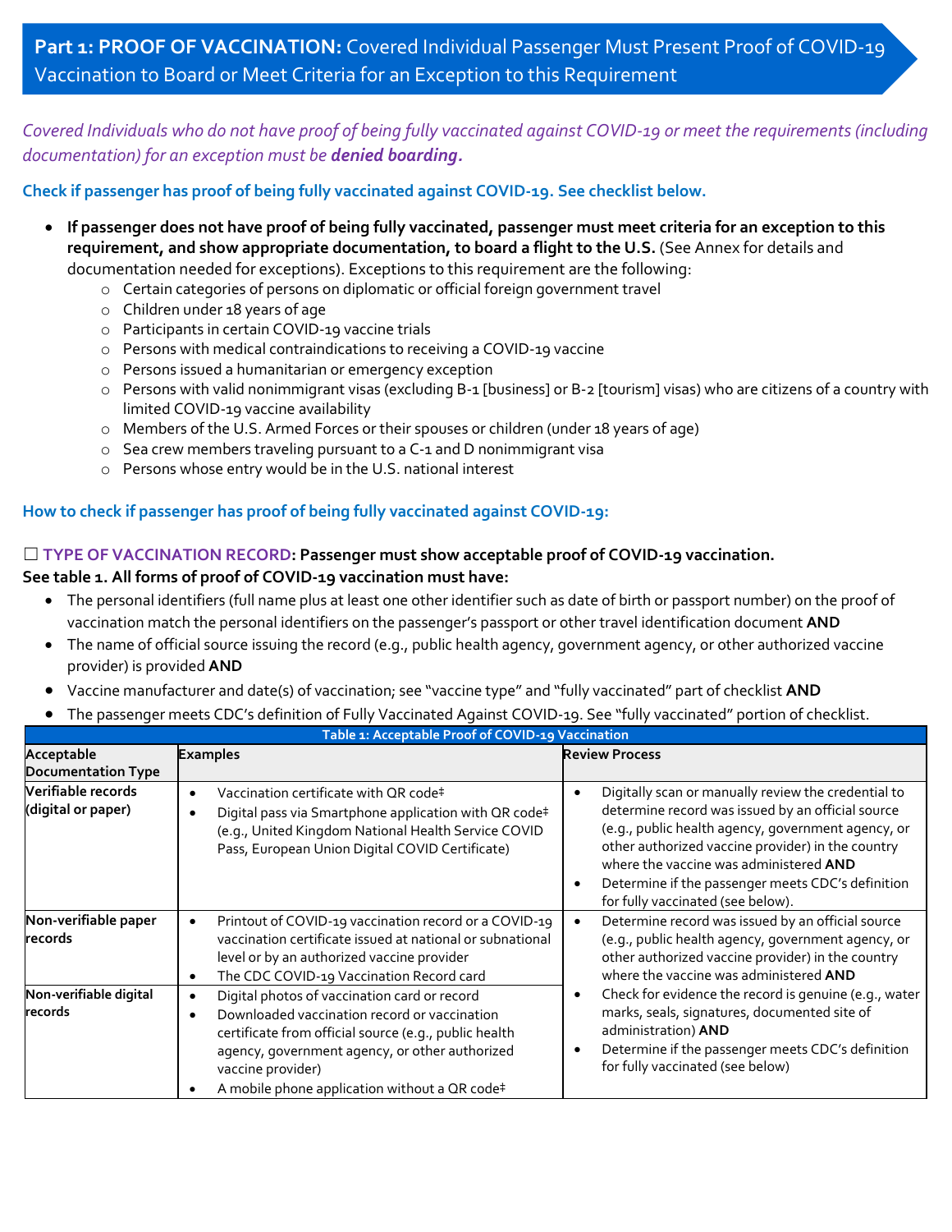## **Part 1: PROOF OF VACCINATION:** Covered Individual Passenger Must Present Proof of COVID-19 Vaccination to Board or Meet Criteria for an Exception to this Requirement

*Covered Individuals who do not have proof of being fully vaccinated against COVID-19 or meet the requirements (including documentation) for an exception must be **denied boarding.***

**Check if passenger has proof of being fully vaccinated against COVID-19. See checklist below.**

- **If passenger does not have proof of being fully vaccinated, passenger must meet criteria for an exception to this requirement, and show appropriate documentation, to board a flight to the U.S.** (See Annex for details and documentation needed for exceptions). Exceptions to this requirement are the following:
  - Certain categories of persons on diplomatic or official foreign government travel
  - Children under 18 years of age
  - Participants in certain COVID-19 vaccine trials
  - Persons with medical contraindications to receiving a COVID-19 vaccine
  - Persons issued a humanitarian or emergency exception
  - Persons with valid nonimmigrant visas (excluding B-1 [business] or B-2 [tourism] visas) who are citizens of a country with limited COVID-19 vaccine availability
  - Members of the U.S. Armed Forces or their spouses or children (under 18 years of age)
  - Sea crew members traveling pursuant to a C-1 and D nonimmigrant visa
  - Persons whose entry would be in the U.S. national interest

**How to check if passenger has proof of being fully vaccinated against COVID-19:**

☐ **TYPE OF VACCINATION RECORD: Passenger must show acceptable proof of COVID-19 vaccination. See table 1. All forms of proof of COVID-19 vaccination must have:**

- The personal identifiers (full name plus at least one other identifier such as date of birth or passport number) on the proof of vaccination match the personal identifiers on the passenger's passport or other travel identification document **AND**
- The name of official source issuing the record (e.g., public health agency, government agency, or other authorized vaccine provider) is provided **AND**
- Vaccine manufacturer and date(s) of vaccination; see "vaccine type" and "fully vaccinated" part of checklist **AND**
- The passenger meets CDC's definition of Fully Vaccinated Against COVID-19. See "fully vaccinated" portion of checklist.

**Table 1: Acceptable Proof of COVID-19 Vaccination**

| Acceptable Documentation Type | Examples | Review Process |
|---|---|---|
| **Verifiable records (digital or paper)** | • Vaccination certificate with QR code‡<br>• Digital pass via Smartphone application with QR code‡ (e.g., United Kingdom National Health Service COVID Pass, European Union Digital COVID Certificate) | • Digitally scan or manually review the credential to determine record was issued by an official source (e.g., public health agency, government agency, or other authorized vaccine provider) in the country where the vaccine was administered **AND**<br>• Determine if the passenger meets CDC's definition for fully vaccinated (see below). |
| **Non-verifiable paper records** | • Printout of COVID-19 vaccination record or a COVID-19 vaccination certificate issued at national or subnational level or by an authorized vaccine provider<br>• The CDC COVID-19 Vaccination Record card | • Determine record was issued by an official source (e.g., public health agency, government agency, or other authorized vaccine provider) in the country where the vaccine was administered **AND**<br>• Check for evidence the record is genuine (e.g., water marks, seals, signatures, documented site of administration) **AND**<br>• Determine if the passenger meets CDC's definition for fully vaccinated (see below) |
| **Non-verifiable digital records** | • Digital photos of vaccination card or record<br>• Downloaded vaccination record or vaccination certificate from official source (e.g., public health agency, government agency, or other authorized vaccine provider)<br>• A mobile phone application without a QR code‡ | |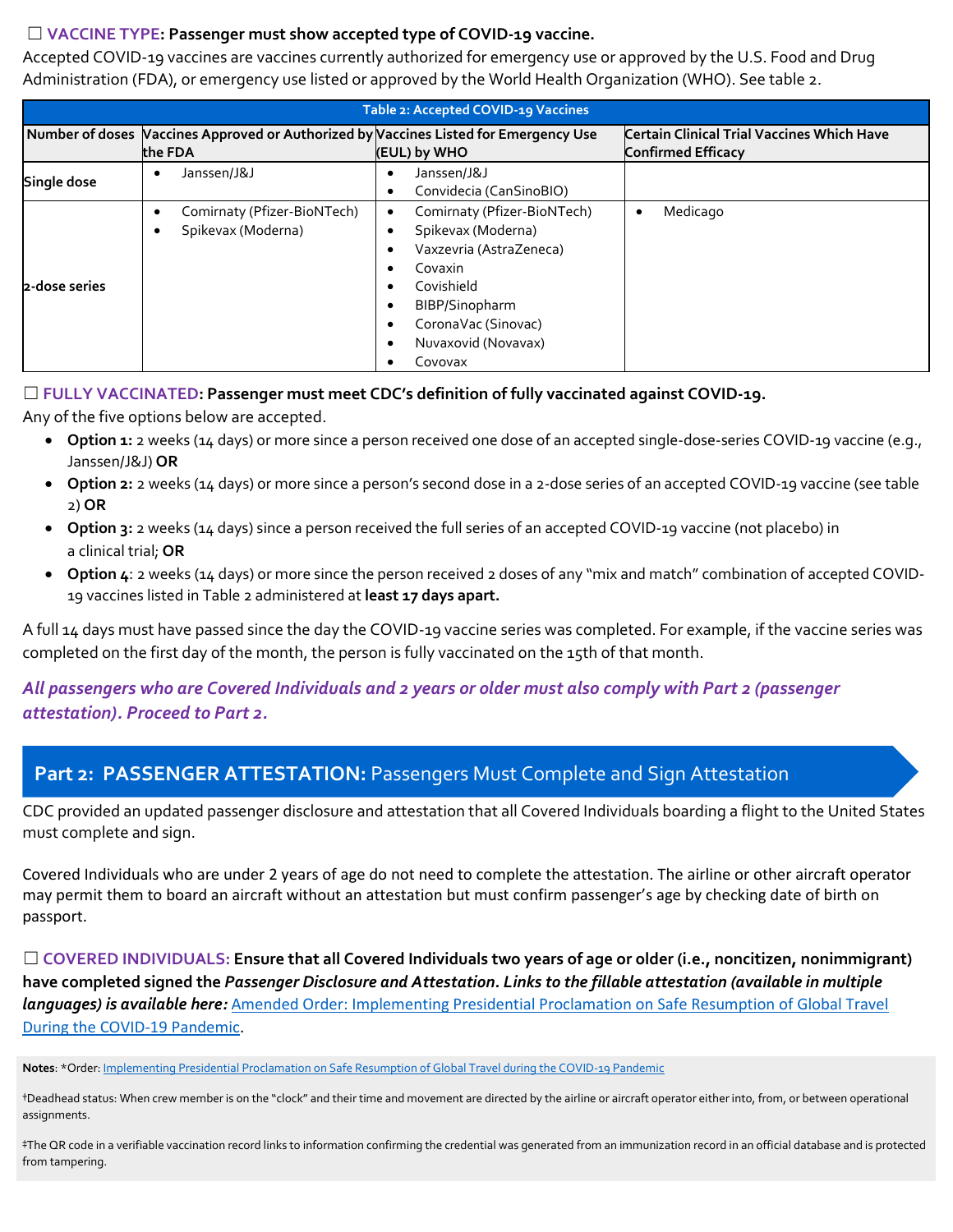☐ **VACCINE TYPE: Passenger must show accepted type of COVID-19 vaccine.**

Accepted COVID-19 vaccines are vaccines currently authorized for emergency use or approved by the U.S. Food and Drug Administration (FDA), or emergency use listed or approved by the World Health Organization (WHO). See table 2.

| Table 2: Accepted COVID-19 Vaccines | | | |
|---|---|---|---|
| **Number of doses** | **Vaccines Approved or Authorized by the FDA** | **Vaccines Listed for Emergency Use (EUL) by WHO** | **Certain Clinical Trial Vaccines Which Have Confirmed Efficacy** |
| **Single dose** | • Janssen/J&J | • Janssen/J&J<br>• Convidecia (CanSinoBIO) | |
| **2-dose series** | • Comirnaty (Pfizer-BioNTech)<br>• Spikevax (Moderna) | • Comirnaty (Pfizer-BioNTech)<br>• Spikevax (Moderna)<br>• Vaxzevria (AstraZeneca)<br>• Covaxin<br>• Covishield<br>• BIBP/Sinopharm<br>• CoronaVac (Sinovac)<br>• Nuvaxovid (Novavax)<br>• Covovax | • Medicago |

☐ **FULLY VACCINATED: Passenger must meet CDC's definition of fully vaccinated against COVID-19.**

Any of the five options below are accepted.

- **Option 1:** 2 weeks (14 days) or more since a person received one dose of an accepted single-dose-series COVID-19 vaccine (e.g., Janssen/J&J) **OR**
- **Option 2:** 2 weeks (14 days) or more since a person's second dose in a 2-dose series of an accepted COVID-19 vaccine (see table 2) **OR**
- **Option 3:** 2 weeks (14 days) since a person received the full series of an accepted COVID-19 vaccine (not placebo) in a clinical trial; **OR**
- **Option 4**: 2 weeks (14 days) or more since the person received 2 doses of any "mix and match" combination of accepted COVID-19 vaccines listed in Table 2 administered at **least 17 days apart.**

A full 14 days must have passed since the day the COVID-19 vaccine series was completed. For example, if the vaccine series was completed on the first day of the month, the person is fully vaccinated on the 15th of that month.

***All passengers who are Covered Individuals and 2 years or older must also comply with Part 2 (passenger attestation). Proceed to Part 2.***

## Part 2: PASSENGER ATTESTATION: Passengers Must Complete and Sign Attestation

CDC provided an updated passenger disclosure and attestation that all Covered Individuals boarding a flight to the United States must complete and sign.

Covered Individuals who are under 2 years of age do not need to complete the attestation. The airline or other aircraft operator may permit them to board an aircraft without an attestation but must confirm passenger's age by checking date of birth on passport.

☐ **COVERED INDIVIDUALS: Ensure that all Covered Individuals two years of age or older (i.e., noncitizen, nonimmigrant) have completed signed the *Passenger Disclosure and Attestation. Links to the fillable attestation (available in multiple languages) is available here:*** [Amended Order: Implementing Presidential Proclamation on Safe Resumption of Global Travel During the COVID-19 Pandemic](Amended Order: Implementing Presidential Proclamation on Safe Resumption of Global Travel During the COVID-19 Pandemic).

**Notes**: *Order: Implementing Presidential Proclamation on Safe Resumption of Global Travel during the COVID-19 Pandemic

†Deadhead status: When crew member is on the "clock" and their time and movement are directed by the airline or aircraft operator either into, from, or between operational assignments.

‡The QR code in a verifiable vaccination record links to information confirming the credential was generated from an immunization record in an official database and is protected from tampering.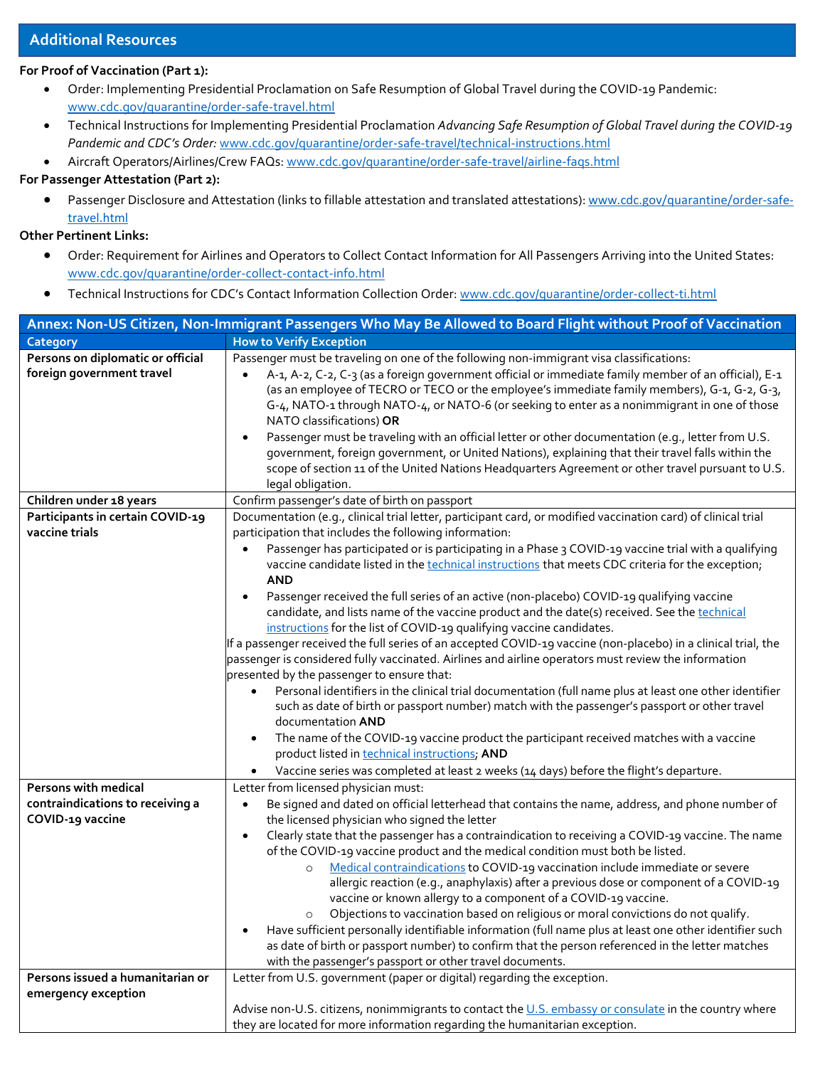## Additional Resources

**For Proof of Vaccination (Part 1):**

- Order: Implementing Presidential Proclamation on Safe Resumption of Global Travel during the COVID-19 Pandemic: www.cdc.gov/quarantine/order-safe-travel.html
- Technical Instructions for Implementing Presidential Proclamation *Advancing Safe Resumption of Global Travel during the COVID-19 Pandemic and CDC's Order:* www.cdc.gov/quarantine/order-safe-travel/technical-instructions.html
- Aircraft Operators/Airlines/Crew FAQs: www.cdc.gov/quarantine/order-safe-travel/airline-faqs.html

**For Passenger Attestation (Part 2):**

- Passenger Disclosure and Attestation (links to fillable attestation and translated attestations): www.cdc.gov/quarantine/order-safe-travel.html

**Other Pertinent Links:**

- Order: Requirement for Airlines and Operators to Collect Contact Information for All Passengers Arriving into the United States: www.cdc.gov/quarantine/order-collect-contact-info.html
- Technical Instructions for CDC's Contact Information Collection Order: www.cdc.gov/quarantine/order-collect-ti.html

| Annex: Non-US Citizen, Non-Immigrant Passengers Who May Be Allowed to Board Flight without Proof of Vaccination | |
|---|---|
| **Category** | **How to Verify Exception** |
| **Persons on diplomatic or official foreign government travel** | Passenger must be traveling on one of the following non-immigrant visa classifications:<br>• A-1, A-2, C-2, C-3 (as a foreign government official or immediate family member of an official), E-1 (as an employee of TECRO or TECO or the employee's immediate family members), G-1, G-2, G-3, G-4, NATO-1 through NATO-4, or NATO-6 (or seeking to enter as a nonimmigrant in one of those NATO classifications) **OR**<br>• Passenger must be traveling with an official letter or other documentation (e.g., letter from U.S. government, foreign government, or United Nations), explaining that their travel falls within the scope of section 11 of the United Nations Headquarters Agreement or other travel pursuant to U.S. legal obligation. |
| **Children under 18 years** | Confirm passenger's date of birth on passport |
| **Participants in certain COVID-19 vaccine trials** | Documentation (e.g., clinical trial letter, participant card, or modified vaccination card) of clinical trial participation that includes the following information:<br>• Passenger has participated or is participating in a Phase 3 COVID-19 vaccine trial with a qualifying vaccine candidate listed in the technical instructions that meets CDC criteria for the exception; **AND**<br>• Passenger received the full series of an active (non-placebo) COVID-19 qualifying vaccine candidate, and lists name of the vaccine product and the date(s) received. See the technical instructions for the list of COVID-19 qualifying vaccine candidates.<br>If a passenger received the full series of an accepted COVID-19 vaccine (non-placebo) in a clinical trial, the passenger is considered fully vaccinated. Airlines and airline operators must review the information presented by the passenger to ensure that:<br>• Personal identifiers in the clinical trial documentation (full name plus at least one other identifier such as date of birth or passport number) match with the passenger's passport or other travel documentation **AND**<br>• The name of the COVID-19 vaccine product the participant received matches with a vaccine product listed in technical instructions; **AND**<br>• Vaccine series was completed at least 2 weeks (14 days) before the flight's departure. |
| **Persons with medical contraindications to receiving a COVID-19 vaccine** | Letter from licensed physician must:<br>• Be signed and dated on official letterhead that contains the name, address, and phone number of the licensed physician who signed the letter<br>• Clearly state that the passenger has a contraindication to receiving a COVID-19 vaccine. The name of the COVID-19 vaccine product and the medical condition must both be listed.<br>&nbsp;&nbsp;&nbsp;&nbsp;○ Medical contraindications to COVID-19 vaccination include immediate or severe allergic reaction (e.g., anaphylaxis) after a previous dose or component of a COVID-19 vaccine or known allergy to a component of a COVID-19 vaccine.<br>&nbsp;&nbsp;&nbsp;&nbsp;○ Objections to vaccination based on religious or moral convictions do not qualify.<br>• Have sufficient personally identifiable information (full name plus at least one other identifier such as date of birth or passport number) to confirm that the person referenced in the letter matches with the passenger's passport or other travel documents. |
| **Persons issued a humanitarian or emergency exception** | Letter from U.S. government (paper or digital) regarding the exception.<br><br>Advise non-U.S. citizens, nonimmigrants to contact the U.S. embassy or consulate in the country where they are located for more information regarding the humanitarian exception. |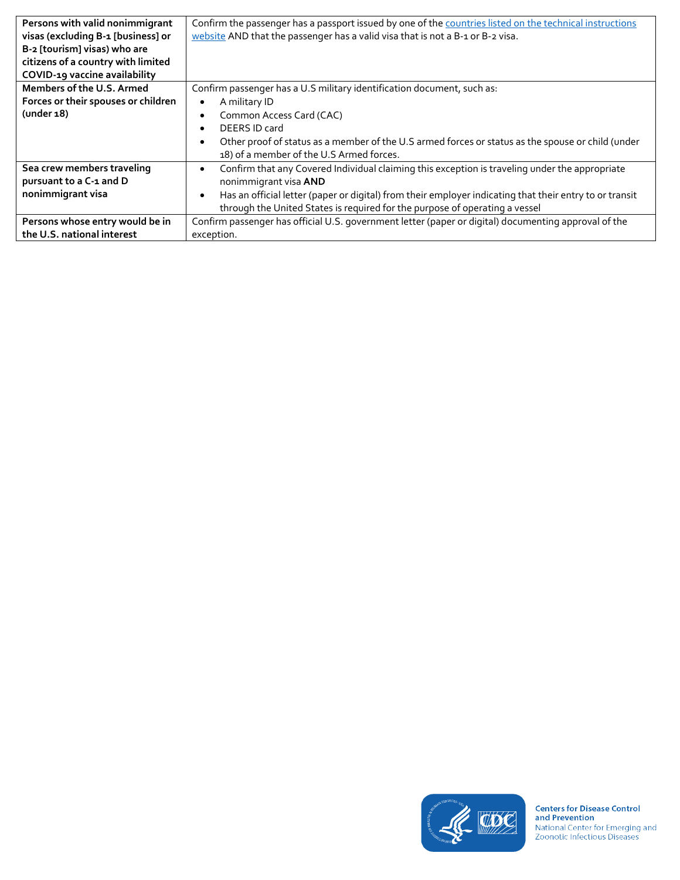| | |
|---|---|
| **Persons with valid nonimmigrant visas (excluding B-1 [business] or B-2 [tourism] visas) who are citizens of a country with limited COVID-19 vaccine availability** | Confirm the passenger has a passport issued by one of the [countries listed on the technical instructions website](#) AND that the passenger has a valid visa that is not a B-1 or B-2 visa. |
| **Members of the U.S. Armed Forces or their spouses or children (under 18)** | Confirm passenger has a U.S military identification document, such as:<br>• A military ID<br>• Common Access Card (CAC)<br>• DEERS ID card<br>• Other proof of status as a member of the U.S armed forces or status as the spouse or child (under 18) of a member of the U.S Armed forces. |
| **Sea crew members traveling pursuant to a C-1 and D nonimmigrant visa** | • Confirm that any Covered Individual claiming this exception is traveling under the appropriate nonimmigrant visa **AND**<br>• Has an official letter (paper or digital) from their employer indicating that their entry to or transit through the United States is required for the purpose of operating a vessel |
| **Persons whose entry would be in the U.S. national interest** | Confirm passenger has official U.S. government letter (paper or digital) documenting approval of the exception. |

**Centers for Disease Control and Prevention**
National Center for Emerging and Zoonotic Infectious Diseases